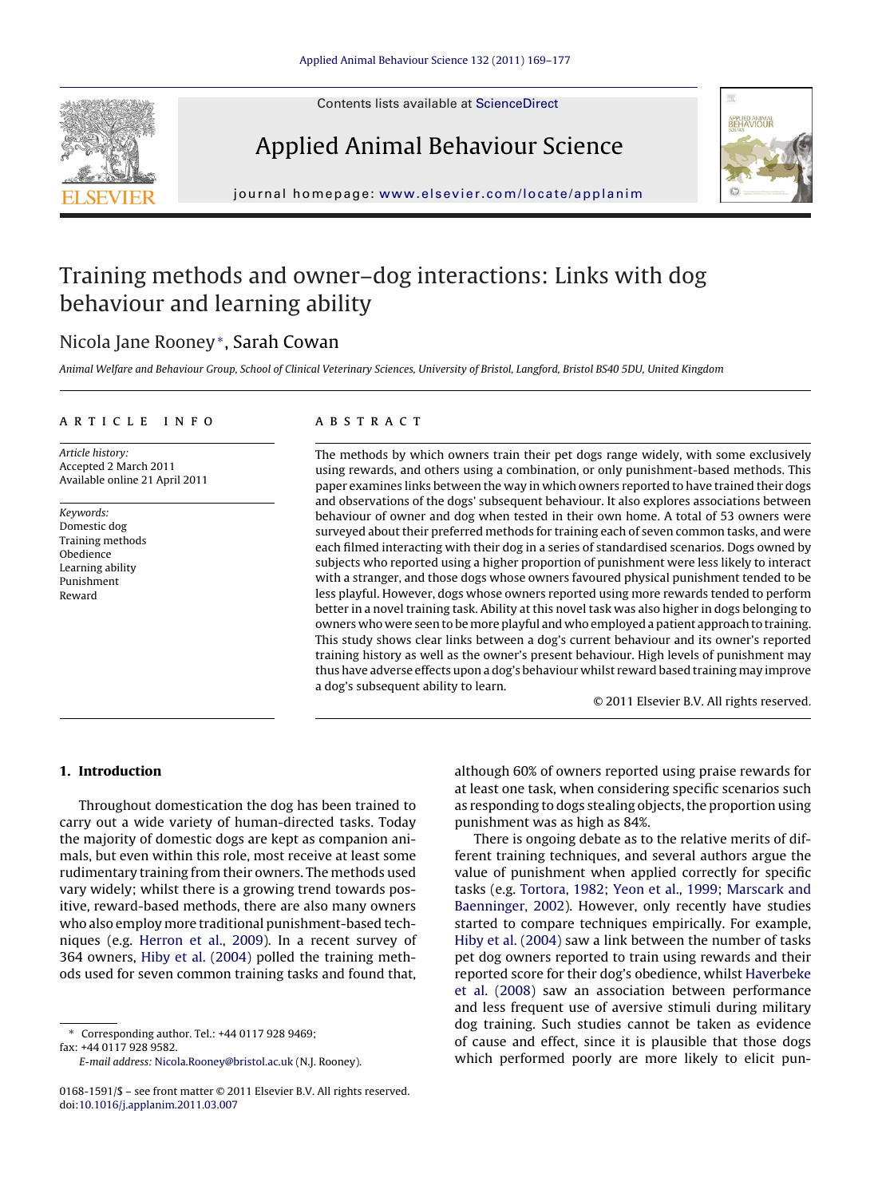# Training methods and owner–dog interactions: Links with dog behaviour and learning ability

Nicola Jane Rooney*, Sarah Cowan

*Animal Welfare and Behaviour Group, School of Clinical Veterinary Sciences, University of Bristol, Langford, Bristol BS40 5DU, United Kingdom*

## ARTICLE INFO

*Article history:*
Accepted 2 March 2011
Available online 21 April 2011

*Keywords:*
Domestic dog
Training methods
Obedience
Learning ability
Punishment
Reward

## ABSTRACT

The methods by which owners train their pet dogs range widely, with some exclusively using rewards, and others using a combination, or only punishment-based methods. This paper examines links between the way in which owners reported to have trained their dogs and observations of the dogs' subsequent behaviour. It also explores associations between behaviour of owner and dog when tested in their own home. A total of 53 owners were surveyed about their preferred methods for training each of seven common tasks, and were each filmed interacting with their dog in a series of standardised scenarios. Dogs owned by subjects who reported using a higher proportion of punishment were less likely to interact with a stranger, and those dogs whose owners favoured physical punishment tended to be less playful. However, dogs whose owners reported using more rewards tended to perform better in a novel training task. Ability at this novel task was also higher in dogs belonging to owners who were seen to be more playful and who employed a patient approach to training. This study shows clear links between a dog's current behaviour and its owner's reported training history as well as the owner's present behaviour. High levels of punishment may thus have adverse effects upon a dog's behaviour whilst reward based training may improve a dog's subsequent ability to learn.

© 2011 Elsevier B.V. All rights reserved.

## 1. Introduction

Throughout domestication the dog has been trained to carry out a wide variety of human-directed tasks. Today the majority of domestic dogs are kept as companion animals, but even within this role, most receive at least some rudimentary training from their owners. The methods used vary widely; whilst there is a growing trend towards positive, reward-based methods, there are also many owners who also employ more traditional punishment-based techniques (e.g. Herron et al., 2009). In a recent survey of 364 owners, Hiby et al. (2004) polled the training methods used for seven common training tasks and found that, although 60% of owners reported using praise rewards for at least one task, when considering specific scenarios such as responding to dogs stealing objects, the proportion using punishment was as high as 84%.

There is ongoing debate as to the relative merits of different training techniques, and several authors argue the value of punishment when applied correctly for specific tasks (e.g. Tortora, 1982; Yeon et al., 1999; Marscark and Baenninger, 2002). However, only recently have studies started to compare techniques empirically. For example, Hiby et al. (2004) saw a link between the number of tasks pet dog owners reported to train using rewards and their reported score for their dog's obedience, whilst Haverbeke et al. (2008) saw an association between performance and less frequent use of aversive stimuli during military dog training. Such studies cannot be taken as evidence of cause and effect, since it is plausible that those dogs which performed poorly are more likely to elicit pun-

---

\* Corresponding author. Tel.: +44 0117 928 9469; fax: +44 0117 928 9582.
*E-mail address:* Nicola.Rooney@bristol.ac.uk (N.J. Rooney).

0168-1591/$ – see front matter © 2011 Elsevier B.V. All rights reserved.
doi:10.1016/j.applanim.2011.03.007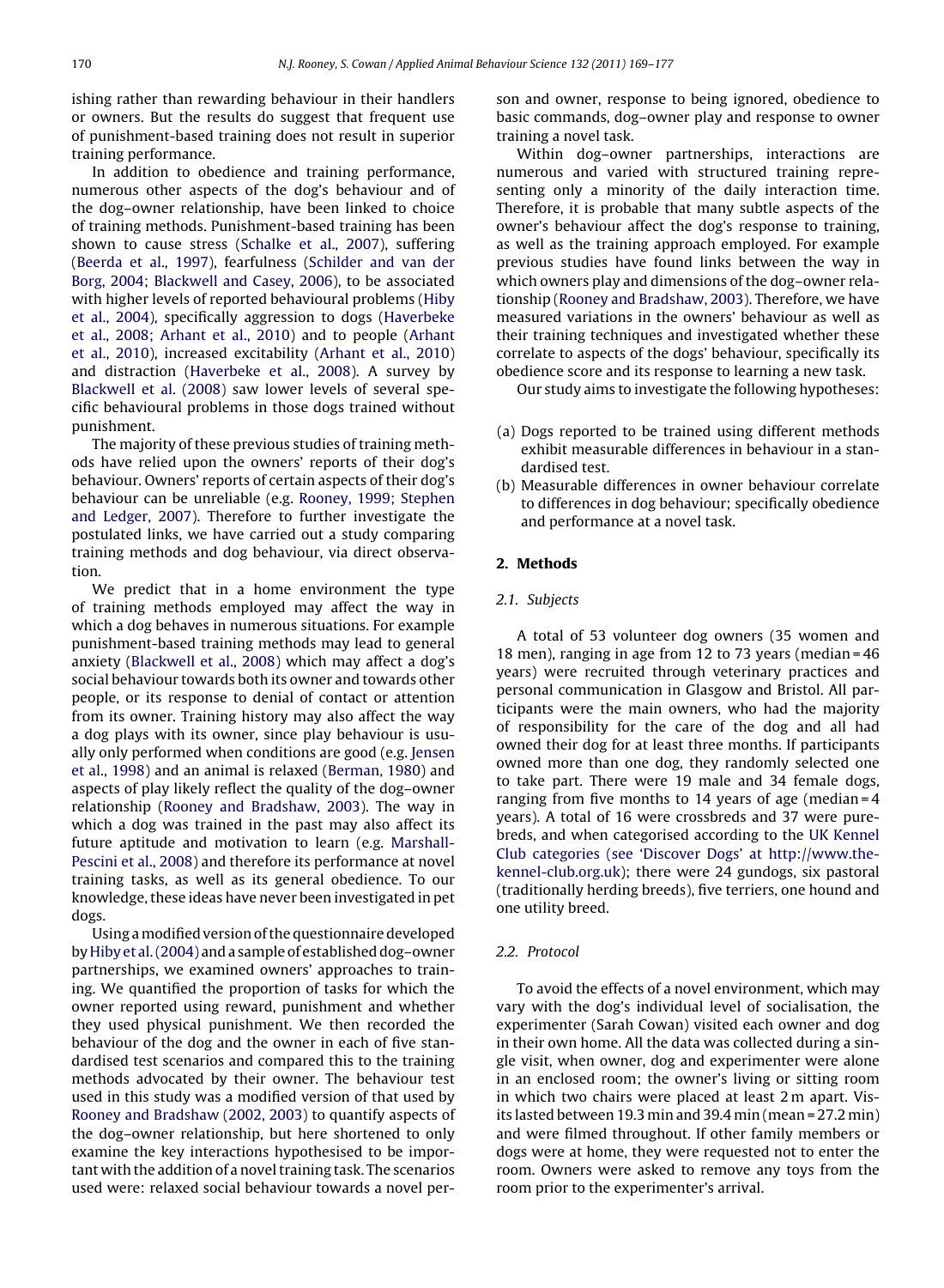ishing rather than rewarding behaviour in their handlers or owners. But the results do suggest that frequent use of punishment-based training does not result in superior training performance.

In addition to obedience and training performance, numerous other aspects of the dog's behaviour and of the dog–owner relationship, have been linked to choice of training methods. Punishment-based training has been shown to cause stress (Schalke et al., 2007), suffering (Beerda et al., 1997), fearfulness (Schilder and van der Borg, 2004; Blackwell and Casey, 2006), to be associated with higher levels of reported behavioural problems (Hiby et al., 2004), specifically aggression to dogs (Haverbeke et al., 2008; Arhant et al., 2010) and to people (Arhant et al., 2010), increased excitability (Arhant et al., 2010) and distraction (Haverbeke et al., 2008). A survey by Blackwell et al. (2008) saw lower levels of several specific behavioural problems in those dogs trained without punishment.

The majority of these previous studies of training methods have relied upon the owners' reports of their dog's behaviour. Owners' reports of certain aspects of their dog's behaviour can be unreliable (e.g. Rooney, 1999; Stephen and Ledger, 2007). Therefore to further investigate the postulated links, we have carried out a study comparing training methods and dog behaviour, via direct observation.

We predict that in a home environment the type of training methods employed may affect the way in which a dog behaves in numerous situations. For example punishment-based training methods may lead to general anxiety (Blackwell et al., 2008) which may affect a dog's social behaviour towards both its owner and towards other people, or its response to denial of contact or attention from its owner. Training history may also affect the way a dog plays with its owner, since play behaviour is usually only performed when conditions are good (e.g. Jensen et al., 1998) and an animal is relaxed (Berman, 1980) and aspects of play likely reflect the quality of the dog–owner relationship (Rooney and Bradshaw, 2003). The way in which a dog was trained in the past may also affect its future aptitude and motivation to learn (e.g. Marshall-Pescini et al., 2008) and therefore its performance at novel training tasks, as well as its general obedience. To our knowledge, these ideas have never been investigated in pet dogs.

Using a modified version of the questionnaire developed by Hiby et al. (2004) and a sample of established dog–owner partnerships, we examined owners' approaches to training. We quantified the proportion of tasks for which the owner reported using reward, punishment and whether they used physical punishment. We then recorded the behaviour of the dog and the owner in each of five standardised test scenarios and compared this to the training methods advocated by their owner. The behaviour test used in this study was a modified version of that used by Rooney and Bradshaw (2002, 2003) to quantify aspects of the dog–owner relationship, but here shortened to only examine the key interactions hypothesised to be important with the addition of a novel training task. The scenarios used were: relaxed social behaviour towards a novel person and owner, response to being ignored, obedience to basic commands, dog–owner play and response to owner training a novel task.

Within dog–owner partnerships, interactions are numerous and varied with structured training representing only a minority of the daily interaction time. Therefore, it is probable that many subtle aspects of the owner's behaviour affect the dog's response to training, as well as the training approach employed. For example previous studies have found links between the way in which owners play and dimensions of the dog–owner relationship (Rooney and Bradshaw, 2003). Therefore, we have measured variations in the owners' behaviour as well as their training techniques and investigated whether these correlate to aspects of the dogs' behaviour, specifically its obedience score and its response to learning a new task.

Our study aims to investigate the following hypotheses:

(a) Dogs reported to be trained using different methods exhibit measurable differences in behaviour in a standardised test.
(b) Measurable differences in owner behaviour correlate to differences in dog behaviour; specifically obedience and performance at a novel task.

## 2. Methods

### 2.1. Subjects

A total of 53 volunteer dog owners (35 women and 18 men), ranging in age from 12 to 73 years (median = 46 years) were recruited through veterinary practices and personal communication in Glasgow and Bristol. All participants were the main owners, who had the majority of responsibility for the care of the dog and all had owned their dog for at least three months. If participants owned more than one dog, they randomly selected one to take part. There were 19 male and 34 female dogs, ranging from five months to 14 years of age (median = 4 years). A total of 16 were crossbreds and 37 were purebreds, and when categorised according to the UK Kennel Club categories (see 'Discover Dogs' at http://www.the-kennel-club.org.uk); there were 24 gundogs, six pastoral (traditionally herding breeds), five terriers, one hound and one utility breed.

### 2.2. Protocol

To avoid the effects of a novel environment, which may vary with the dog's individual level of socialisation, the experimenter (Sarah Cowan) visited each owner and dog in their own home. All the data was collected during a single visit, when owner, dog and experimenter were alone in an enclosed room; the owner's living or sitting room in which two chairs were placed at least 2 m apart. Visits lasted between 19.3 min and 39.4 min (mean = 27.2 min) and were filmed throughout. If other family members or dogs were at home, they were requested not to enter the room. Owners were asked to remove any toys from the room prior to the experimenter's arrival.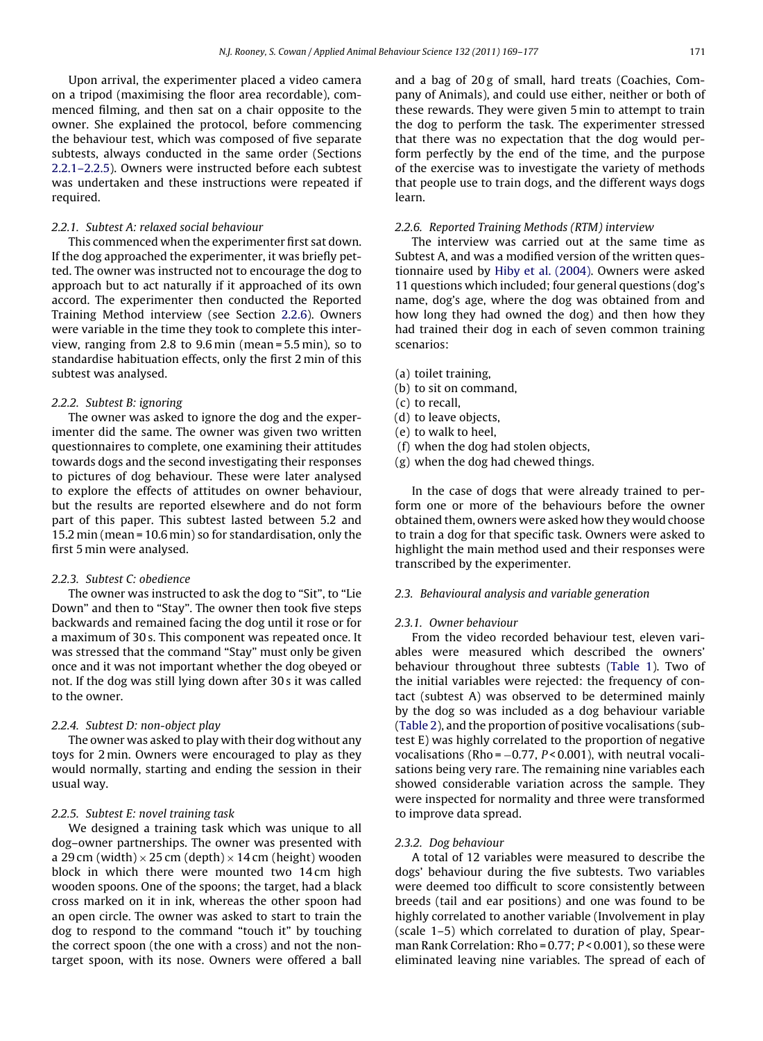Upon arrival, the experimenter placed a video camera on a tripod (maximising the floor area recordable), commenced filming, and then sat on a chair opposite to the owner. She explained the protocol, before commencing the behaviour test, which was composed of five separate subtests, always conducted in the same order (Sections 2.2.1–2.2.5). Owners were instructed before each subtest was undertaken and these instructions were repeated if required.

#### 2.2.1. Subtest A: relaxed social behaviour

This commenced when the experimenter first sat down. If the dog approached the experimenter, it was briefly petted. The owner was instructed not to encourage the dog to approach but to act naturally if it approached of its own accord. The experimenter then conducted the Reported Training Method interview (see Section 2.2.6). Owners were variable in the time they took to complete this interview, ranging from 2.8 to 9.6 min (mean = 5.5 min), so to standardise habituation effects, only the first 2 min of this subtest was analysed.

#### 2.2.2. Subtest B: ignoring

The owner was asked to ignore the dog and the experimenter did the same. The owner was given two written questionnaires to complete, one examining their attitudes towards dogs and the second investigating their responses to pictures of dog behaviour. These were later analysed to explore the effects of attitudes on owner behaviour, but the results are reported elsewhere and do not form part of this paper. This subtest lasted between 5.2 and 15.2 min (mean = 10.6 min) so for standardisation, only the first 5 min were analysed.

#### 2.2.3. Subtest C: obedience

The owner was instructed to ask the dog to "Sit", to "Lie Down" and then to "Stay". The owner then took five steps backwards and remained facing the dog until it rose or for a maximum of 30 s. This component was repeated once. It was stressed that the command "Stay" must only be given once and it was not important whether the dog obeyed or not. If the dog was still lying down after 30 s it was called to the owner.

#### 2.2.4. Subtest D: non-object play

The owner was asked to play with their dog without any toys for 2 min. Owners were encouraged to play as they would normally, starting and ending the session in their usual way.

#### 2.2.5. Subtest E: novel training task

We designed a training task which was unique to all dog–owner partnerships. The owner was presented with a 29 cm (width) × 25 cm (depth) × 14 cm (height) wooden block in which there were mounted two 14 cm high wooden spoons. One of the spoons; the target, had a black cross marked on it in ink, whereas the other spoon had an open circle. The owner was asked to start to train the dog to respond to the command "touch it" by touching the correct spoon (the one with a cross) and not the non-target spoon, with its nose. Owners were offered a ball and a bag of 20 g of small, hard treats (Coachies, Company of Animals), and could use either, neither or both of these rewards. They were given 5 min to attempt to train the dog to perform the task. The experimenter stressed that there was no expectation that the dog would perform perfectly by the end of the time, and the purpose of the exercise was to investigate the variety of methods that people use to train dogs, and the different ways dogs learn.

#### 2.2.6. Reported Training Methods (RTM) interview

The interview was carried out at the same time as Subtest A, and was a modified version of the written questionnaire used by Hiby et al. (2004). Owners were asked 11 questions which included; four general questions (dog's name, dog's age, where the dog was obtained from and how long they had owned the dog) and then how they had trained their dog in each of seven common training scenarios:

(a) toilet training,
(b) to sit on command,
(c) to recall,
(d) to leave objects,
(e) to walk to heel,
(f) when the dog had stolen objects,
(g) when the dog had chewed things.

In the case of dogs that were already trained to perform one or more of the behaviours before the owner obtained them, owners were asked how they would choose to train a dog for that specific task. Owners were asked to highlight the main method used and their responses were transcribed by the experimenter.

### 2.3. Behavioural analysis and variable generation

#### 2.3.1. Owner behaviour

From the video recorded behaviour test, eleven variables were measured which described the owners' behaviour throughout three subtests (Table 1). Two of the initial variables were rejected: the frequency of contact (subtest A) was observed to be determined mainly by the dog so was included as a dog behaviour variable (Table 2), and the proportion of positive vocalisations (subtest E) was highly correlated to the proportion of negative vocalisations (Rho = −0.77, $P < 0.001$), with neutral vocalisations being very rare. The remaining nine variables each showed considerable variation across the sample. They were inspected for normality and three were transformed to improve data spread.

#### 2.3.2. Dog behaviour

A total of 12 variables were measured to describe the dogs' behaviour during the five subtests. Two variables were deemed too difficult to score consistently between breeds (tail and ear positions) and one was found to be highly correlated to another variable (Involvement in play (scale 1–5) which correlated to duration of play, Spearman Rank Correlation: Rho = 0.77; $P < 0.001$), so these were eliminated leaving nine variables. The spread of each of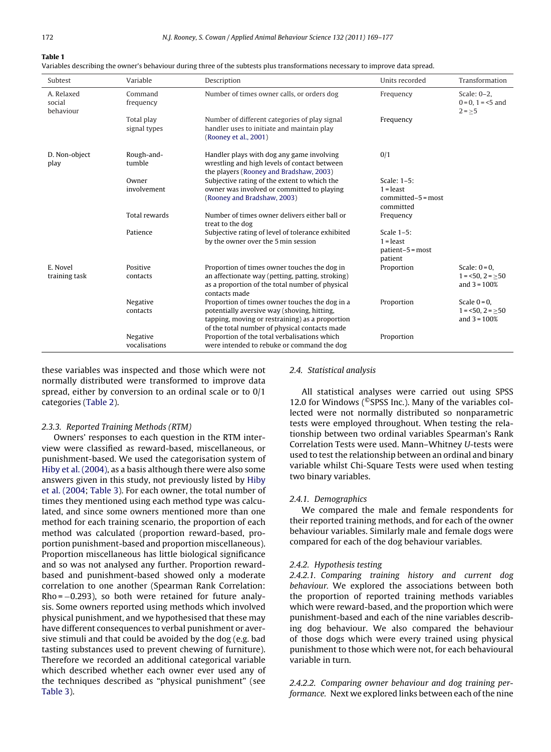**Table 1**
Variables describing the owner's behaviour during three of the subtests plus transformations necessary to improve data spread.

| Subtest | Variable | Description | Units recorded | Transformation |
|---|---|---|---|---|
| A. Relaxed social behaviour | Command frequency | Number of times owner calls, or orders dog | Frequency | Scale: 0–2, 0 = 0, 1 = <5 and 2 = ≥5 |
| | Total play signal types | Number of different categories of play signal handler uses to initiate and maintain play (Rooney et al., 2001) | Frequency | |
| D. Non-object play | Rough-and-tumble | Handler plays with dog any game involving wrestling and high levels of contact between the players (Rooney and Bradshaw, 2003) | 0/1 | |
| | Owner involvement | Subjective rating of the extent to which the owner was involved or committed to playing (Rooney and Bradshaw, 2003) | Scale: 1–5: 1 = least committed–5 = most committed | |
| | Total rewards | Number of times owner delivers either ball or treat to the dog | Frequency | |
| | Patience | Subjective rating of level of tolerance exhibited by the owner over the 5 min session | Scale 1–5: 1 = least patient–5 = most patient | |
| E. Novel training task | Positive contacts | Proportion of times owner touches the dog in an affectionate way (petting, patting, stroking) as a proportion of the total number of physical contacts made | Proportion | Scale: 0 = 0, 1 = <50, 2 = ≥50 and 3 = 100% |
| | Negative contacts | Proportion of times owner touches the dog in a potentially aversive way (shoving, hitting, tapping, moving or restraining) as a proportion of the total number of physical contacts made | Proportion | Scale 0 = 0, 1 = <50, 2 = ≥50 and 3 = 100% |
| | Negative vocalisations | Proportion of the total verbalisations which were intended to rebuke or command the dog | Proportion | |

these variables was inspected and those which were not normally distributed were transformed to improve data spread, either by conversion to an ordinal scale or to 0/1 categories (Table 2).

#### *2.3.3. Reported Training Methods (RTM)*

Owners' responses to each question in the RTM interview were classified as reward-based, miscellaneous, or punishment-based. We used the categorisation system of Hiby et al. (2004), as a basis although there were also some answers given in this study, not previously listed by Hiby et al. (2004; Table 3). For each owner, the total number of times they mentioned using each method type was calculated, and since some owners mentioned more than one method for each training scenario, the proportion of each method was calculated (proportion reward-based, proportion punishment-based and proportion miscellaneous). Proportion miscellaneous has little biological significance and so was not analysed any further. Proportion reward-based and punishment-based showed only a moderate correlation to one another (Spearman Rank Correlation: Rho = −0.293), so both were retained for future analysis. Some owners reported using methods which involved physical punishment, and we hypothesised that these may have different consequences to verbal punishment or aversive stimuli and that could be avoided by the dog (e.g. bad tasting substances used to prevent chewing of furniture). Therefore we recorded an additional categorical variable which described whether each owner ever used any of the techniques described as "physical punishment" (see Table 3).

### *2.4. Statistical analysis*

All statistical analyses were carried out using SPSS 12.0 for Windows (©SPSS Inc.). Many of the variables collected were not normally distributed so nonparametric tests were employed throughout. When testing the relationship between two ordinal variables Spearman's Rank Correlation Tests were used. Mann–Whitney *U*-tests were used to test the relationship between an ordinal and binary variable whilst Chi-Square Tests were used when testing two binary variables.

#### *2.4.1. Demographics*

We compared the male and female respondents for their reported training methods, and for each of the owner behaviour variables. Similarly male and female dogs were compared for each of the dog behaviour variables.

#### *2.4.2. Hypothesis testing*

*2.4.2.1. Comparing training history and current dog behaviour.* We explored the associations between both the proportion of reported training methods variables which were reward-based, and the proportion which were punishment-based and each of the nine variables describing dog behaviour. We also compared the behaviour of those dogs which were every trained using physical punishment to those which were not, for each behavioural variable in turn.

*2.4.2.2. Comparing owner behaviour and dog training performance.* Next we explored links between each of the nine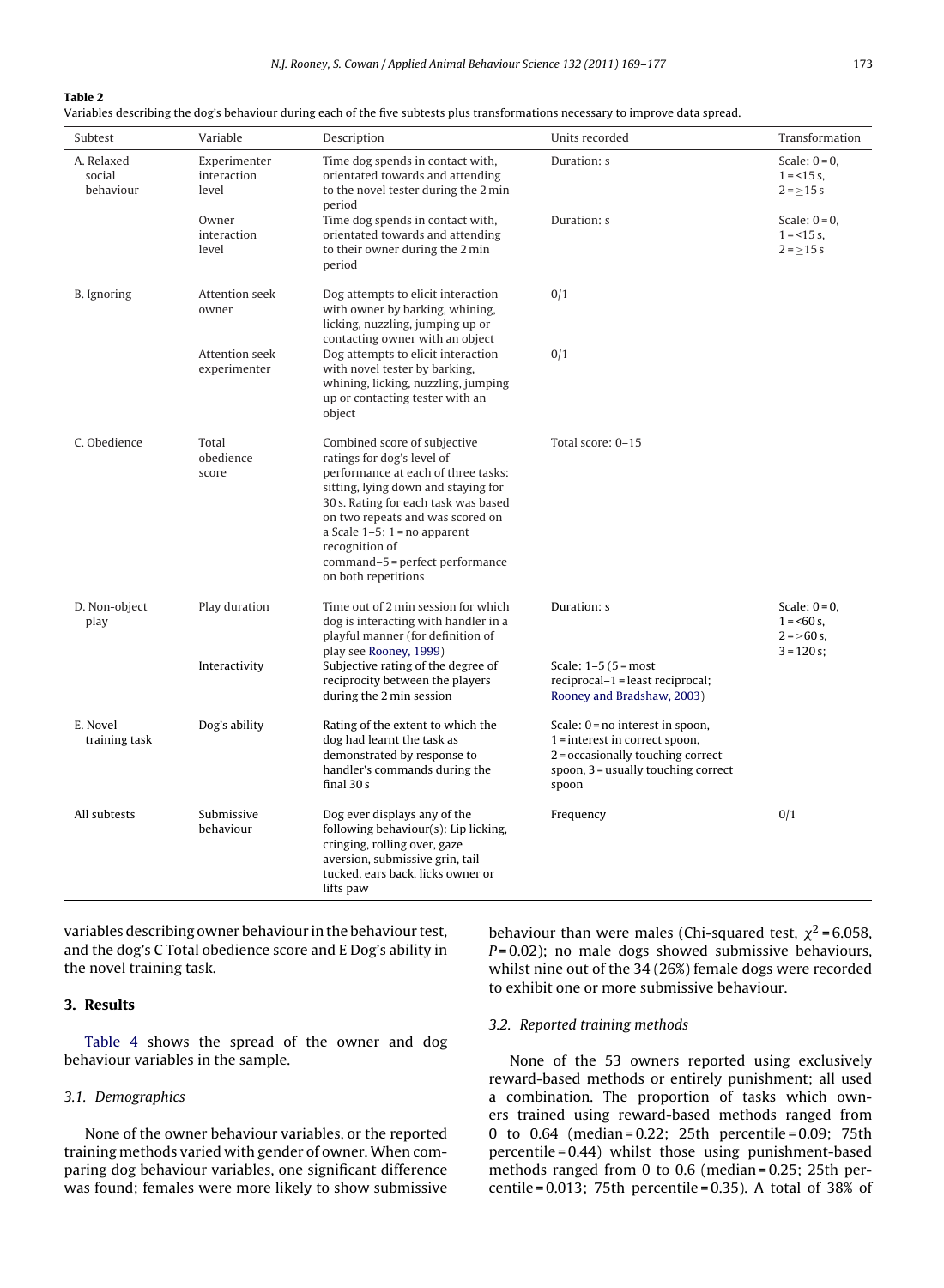**Table 2**
Variables describing the dog's behaviour during each of the five subtests plus transformations necessary to improve data spread.

| Subtest | Variable | Description | Units recorded | Transformation |
|---|---|---|---|---|
| A. Relaxed social behaviour | Experimenter interaction level | Time dog spends in contact with, orientated towards and attending to the novel tester during the 2 min period | Duration: s | Scale: 0 = 0, 1 = <15 s, 2 = ≥15 s |
| | Owner interaction level | Time dog spends in contact with, orientated towards and attending to their owner during the 2 min period | Duration: s | Scale: 0 = 0, 1 = <15 s, 2 = ≥15 s |
| B. Ignoring | Attention seek owner | Dog attempts to elicit interaction with owner by barking, whining, licking, nuzzling, jumping up or contacting owner with an object | 0/1 | |
| | Attention seek experimenter | Dog attempts to elicit interaction with novel tester by barking, whining, licking, nuzzling, jumping up or contacting tester with an object | 0/1 | |
| C. Obedience | Total obedience score | Combined score of subjective ratings for dog's level of performance at each of three tasks: sitting, lying down and staying for 30 s. Rating for each task was based on two repeats and was scored on a Scale 1–5: 1 = no apparent recognition of command–5 = perfect performance on both repetitions | Total score: 0–15 | |
| D. Non-object play | Play duration | Time out of 2 min session for which dog is interacting with handler in a playful manner (for definition of play see Rooney, 1999) | Duration: s | Scale: 0 = 0, 1 = <60 s, 2 = ≥60 s, 3 = 120 s; |
| | Interactivity | Subjective rating of the degree of reciprocity between the players during the 2 min session | Scale: 1–5 (5 = most reciprocal–1 = least reciprocal; Rooney and Bradshaw, 2003) | |
| E. Novel training task | Dog's ability | Rating of the extent to which the dog had learnt the task as demonstrated by response to handler's commands during the final 30 s | Scale: 0 = no interest in spoon, 1 = interest in correct spoon, 2 = occasionally touching correct spoon, 3 = usually touching correct spoon | |
| All subtests | Submissive behaviour | Dog ever displays any of the following behaviour(s): Lip licking, cringing, rolling over, gaze aversion, submissive grin, tail tucked, ears back, licks owner or lifts paw | Frequency | 0/1 |

variables describing owner behaviour in the behaviour test, and the dog's C Total obedience score and E Dog's ability in the novel training task.

## 3. Results

Table 4 shows the spread of the owner and dog behaviour variables in the sample.

### 3.1. Demographics

None of the owner behaviour variables, or the reported training methods varied with gender of owner. When comparing dog behaviour variables, one significant difference was found; females were more likely to show submissive behaviour than were males (Chi-squared test, $\chi^2 = 6.058$, $P = 0.02$); no male dogs showed submissive behaviours, whilst nine out of the 34 (26%) female dogs were recorded to exhibit one or more submissive behaviour.

### 3.2. Reported training methods

None of the 53 owners reported using exclusively reward-based methods or entirely punishment; all used a combination. The proportion of tasks which owners trained using reward-based methods ranged from 0 to 0.64 (median = 0.22; 25th percentile = 0.09; 75th percentile = 0.44) whilst those using punishment-based methods ranged from 0 to 0.6 (median = 0.25; 25th percentile = 0.013; 75th percentile = 0.35). A total of 38% of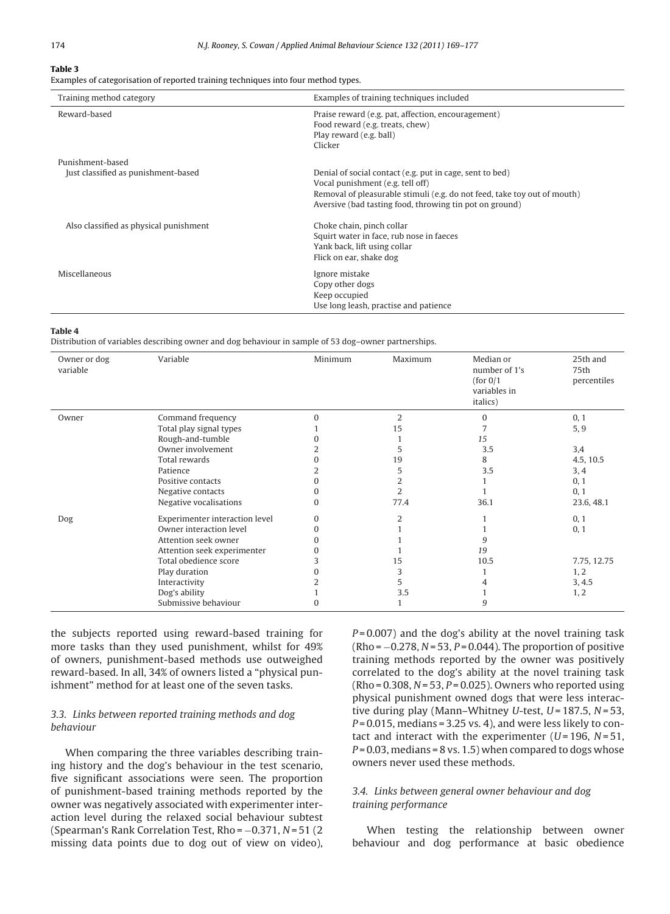**Table 3**

Examples of categorisation of reported training techniques into four method types.

| Training method category | Examples of training techniques included |
|---|---|
| Reward-based | Praise reward (e.g. pat, affection, encouragement)<br>Food reward (e.g. treats, chew)<br>Play reward (e.g. ball)<br>Clicker |
| Punishment-based<br>Just classified as punishment-based | Denial of social contact (e.g. put in cage, sent to bed)<br>Vocal punishment (e.g. tell off)<br>Removal of pleasurable stimuli (e.g. do not feed, take toy out of mouth)<br>Aversive (bad tasting food, throwing tin pot on ground) |
| Also classified as physical punishment | Choke chain, pinch collar<br>Squirt water in face, rub nose in faeces<br>Yank back, lift using collar<br>Flick on ear, shake dog |
| Miscellaneous | Ignore mistake<br>Copy other dogs<br>Keep occupied<br>Use long leash, practise and patience |

**Table 4**

Distribution of variables describing owner and dog behaviour in sample of 53 dog–owner partnerships.

| Owner or dog variable | Variable | Minimum | Maximum | Median or number of 1's (for 0/1 variables in italics) | 25th and 75th percentiles |
|---|---|---|---|---|---|
| Owner | Command frequency | 0 | 2 | 0 | 0, 1 |
| | Total play signal types | 1 | 15 | 7 | 5, 9 |
| | Rough-and-tumble | 0 | 1 | *15* | |
| | Owner involvement | 2 | 5 | 3.5 | 3,4 |
| | Total rewards | 0 | 19 | 8 | 4.5, 10.5 |
| | Patience | 2 | 5 | 3.5 | 3, 4 |
| | Positive contacts | 0 | 2 | 1 | 0, 1 |
| | Negative contacts | 0 | 2 | 1 | 0, 1 |
| | Negative vocalisations | 0 | 77.4 | 36.1 | 23.6, 48.1 |
| Dog | Experimenter interaction level | 0 | 2 | 1 | 0, 1 |
| | Owner interaction level | 0 | 1 | 1 | 0, 1 |
| | Attention seek owner | 0 | 1 | *9* | |
| | Attention seek experimenter | 0 | 1 | *19* | |
| | Total obedience score | 3 | 15 | 10.5 | 7.75, 12.75 |
| | Play duration | 0 | 3 | 1 | 1, 2 |
| | Interactivity | 2 | 5 | 4 | 3, 4.5 |
| | Dog's ability | 1 | 3.5 | 1 | 1, 2 |
| | Submissive behaviour | 0 | 1 | *9* | |

the subjects reported using reward-based training for more tasks than they used punishment, whilst for 49% of owners, punishment-based methods use outweighed reward-based. In all, 34% of owners listed a "physical punishment" method for at least one of the seven tasks.

### 3.3. Links between reported training methods and dog behaviour

When comparing the three variables describing training history and the dog's behaviour in the test scenario, five significant associations were seen. The proportion of punishment-based training methods reported by the owner was negatively associated with experimenter interaction level during the relaxed social behaviour subtest (Spearman's Rank Correlation Test, Rho = −0.371, $N$ = 51 (2 missing data points due to dog out of view on video), $P$ = 0.007) and the dog's ability at the novel training task (Rho = −0.278, $N$ = 53, $P$ = 0.044). The proportion of positive training methods reported by the owner was positively correlated to the dog's ability at the novel training task (Rho = 0.308, $N$ = 53, $P$ = 0.025). Owners who reported using physical punishment owned dogs that were less interactive during play (Mann–Whitney $U$-test, $U$ = 187.5, $N$ = 53, $P$ = 0.015, medians = 3.25 vs. 4), and were less likely to contact and interact with the experimenter ($U$ = 196, $N$ = 51, $P$ = 0.03, medians = 8 vs. 1.5) when compared to dogs whose owners never used these methods.

### 3.4. Links between general owner behaviour and dog training performance

When testing the relationship between owner behaviour and dog performance at basic obedience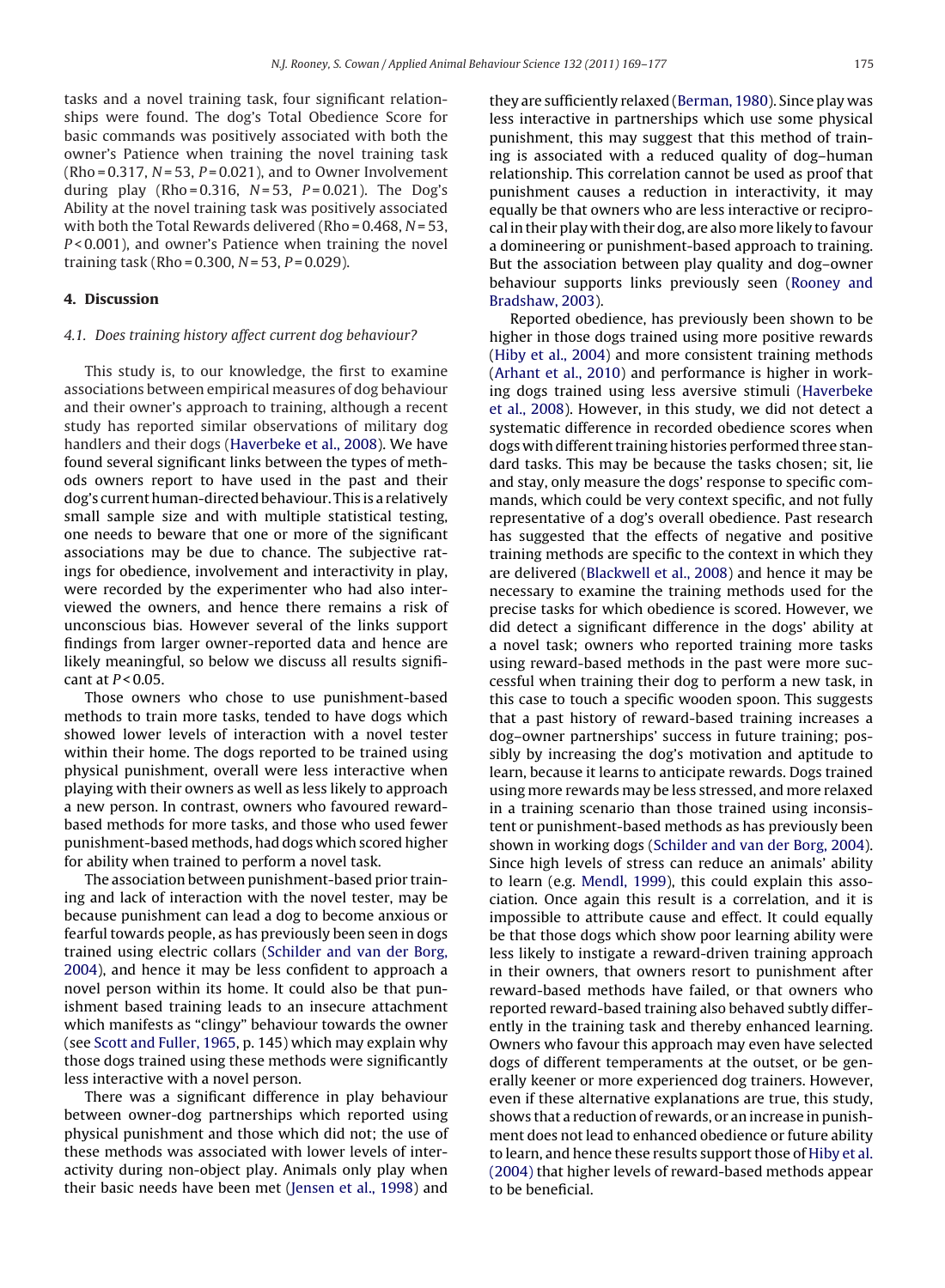tasks and a novel training task, four significant relationships were found. The dog's Total Obedience Score for basic commands was positively associated with both the owner's Patience when training the novel training task (Rho = 0.317, $N = 53$, $P = 0.021$), and to Owner Involvement during play (Rho = 0.316, $N = 53$, $P = 0.021$). The Dog's Ability at the novel training task was positively associated with both the Total Rewards delivered (Rho = 0.468, $N = 53$, $P < 0.001$), and owner's Patience when training the novel training task (Rho = 0.300, $N = 53$, $P = 0.029$).

## 4. Discussion

### 4.1. Does training history affect current dog behaviour?

This study is, to our knowledge, the first to examine associations between empirical measures of dog behaviour and their owner's approach to training, although a recent study has reported similar observations of military dog handlers and their dogs (Haverbeke et al., 2008). We have found several significant links between the types of methods owners report to have used in the past and their dog's current human-directed behaviour. This is a relatively small sample size and with multiple statistical testing, one needs to beware that one or more of the significant associations may be due to chance. The subjective ratings for obedience, involvement and interactivity in play, were recorded by the experimenter who had also interviewed the owners, and hence there remains a risk of unconscious bias. However several of the links support findings from larger owner-reported data and hence are likely meaningful, so below we discuss all results significant at $P < 0.05$.

Those owners who chose to use punishment-based methods to train more tasks, tended to have dogs which showed lower levels of interaction with a novel tester within their home. The dogs reported to be trained using physical punishment, overall were less interactive when playing with their owners as well as less likely to approach a new person. In contrast, owners who favoured reward-based methods for more tasks, and those who used fewer punishment-based methods, had dogs which scored higher for ability when trained to perform a novel task.

The association between punishment-based prior training and lack of interaction with the novel tester, may be because punishment can lead a dog to become anxious or fearful towards people, as has previously been seen in dogs trained using electric collars (Schilder and van der Borg, 2004), and hence it may be less confident to approach a novel person within its home. It could also be that punishment based training leads to an insecure attachment which manifests as "clingy" behaviour towards the owner (see Scott and Fuller, 1965, p. 145) which may explain why those dogs trained using these methods were significantly less interactive with a novel person.

There was a significant difference in play behaviour between owner-dog partnerships which reported using physical punishment and those which did not; the use of these methods was associated with lower levels of interactivity during non-object play. Animals only play when their basic needs have been met (Jensen et al., 1998) and they are sufficiently relaxed (Berman, 1980). Since play was less interactive in partnerships which use some physical punishment, this may suggest that this method of training is associated with a reduced quality of dog–human relationship. This correlation cannot be used as proof that punishment causes a reduction in interactivity, it may equally be that owners who are less interactive or reciprocal in their play with their dog, are also more likely to favour a domineering or punishment-based approach to training. But the association between play quality and dog–owner behaviour supports links previously seen (Rooney and Bradshaw, 2003).

Reported obedience, has previously been shown to be higher in those dogs trained using more positive rewards (Hiby et al., 2004) and more consistent training methods (Arhant et al., 2010) and performance is higher in working dogs trained using less aversive stimuli (Haverbeke et al., 2008). However, in this study, we did not detect a systematic difference in recorded obedience scores when dogs with different training histories performed three standard tasks. This may be because the tasks chosen; sit, lie and stay, only measure the dogs' response to specific commands, which could be very context specific, and not fully representative of a dog's overall obedience. Past research has suggested that the effects of negative and positive training methods are specific to the context in which they are delivered (Blackwell et al., 2008) and hence it may be necessary to examine the training methods used for the precise tasks for which obedience is scored. However, we did detect a significant difference in the dogs' ability at a novel task; owners who reported training more tasks using reward-based methods in the past were more successful when training their dog to perform a new task, in this case to touch a specific wooden spoon. This suggests that a past history of reward-based training increases a dog–owner partnerships' success in future training; possibly by increasing the dog's motivation and aptitude to learn, because it learns to anticipate rewards. Dogs trained using more rewards may be less stressed, and more relaxed in a training scenario than those trained using inconsistent or punishment-based methods as has previously been shown in working dogs (Schilder and van der Borg, 2004). Since high levels of stress can reduce an animals' ability to learn (e.g. Mendl, 1999), this could explain this association. Once again this result is a correlation, and it is impossible to attribute cause and effect. It could equally be that those dogs which show poor learning ability were less likely to instigate a reward-driven training approach in their owners, that owners resort to punishment after reward-based methods have failed, or that owners who reported reward-based training also behaved subtly differently in the training task and thereby enhanced learning. Owners who favour this approach may even have selected dogs of different temperaments at the outset, or be generally keener or more experienced dog trainers. However, even if these alternative explanations are true, this study, shows that a reduction of rewards, or an increase in punishment does not lead to enhanced obedience or future ability to learn, and hence these results support those of Hiby et al. (2004) that higher levels of reward-based methods appear to be beneficial.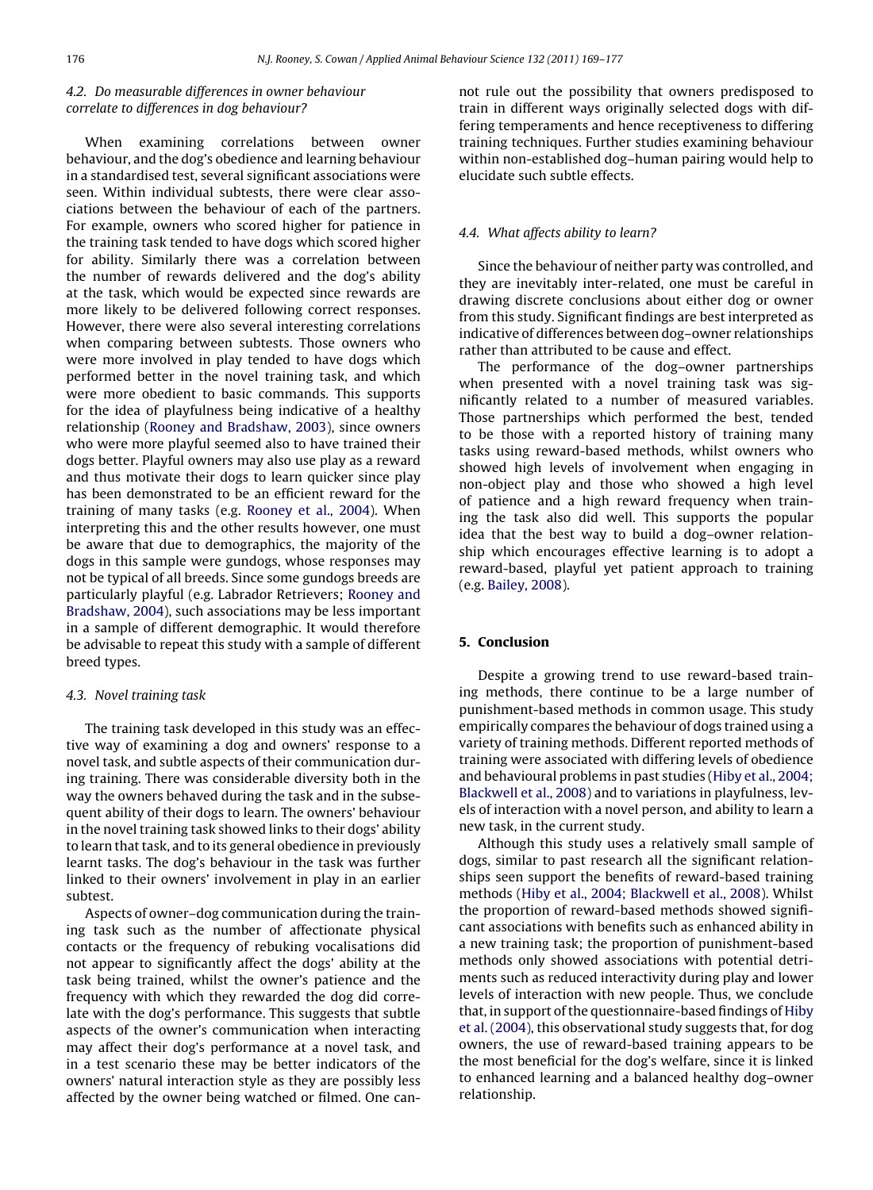### 4.2. Do measurable differences in owner behaviour correlate to differences in dog behaviour?

When examining correlations between owner behaviour, and the dog's obedience and learning behaviour in a standardised test, several significant associations were seen. Within individual subtests, there were clear associations between the behaviour of each of the partners. For example, owners who scored higher for patience in the training task tended to have dogs which scored higher for ability. Similarly there was a correlation between the number of rewards delivered and the dog's ability at the task, which would be expected since rewards are more likely to be delivered following correct responses. However, there were also several interesting correlations when comparing between subtests. Those owners who were more involved in play tended to have dogs which performed better in the novel training task, and which were more obedient to basic commands. This supports for the idea of playfulness being indicative of a healthy relationship (Rooney and Bradshaw, 2003), since owners who were more playful seemed also to have trained their dogs better. Playful owners may also use play as a reward and thus motivate their dogs to learn quicker since play has been demonstrated to be an efficient reward for the training of many tasks (e.g. Rooney et al., 2004). When interpreting this and the other results however, one must be aware that due to demographics, the majority of the dogs in this sample were gundogs, whose responses may not be typical of all breeds. Since some gundogs breeds are particularly playful (e.g. Labrador Retrievers; Rooney and Bradshaw, 2004), such associations may be less important in a sample of different demographic. It would therefore be advisable to repeat this study with a sample of different breed types.

### 4.3. Novel training task

The training task developed in this study was an effective way of examining a dog and owners' response to a novel task, and subtle aspects of their communication during training. There was considerable diversity both in the way the owners behaved during the task and in the subsequent ability of their dogs to learn. The owners' behaviour in the novel training task showed links to their dogs' ability to learn that task, and to its general obedience in previously learnt tasks. The dog's behaviour in the task was further linked to their owners' involvement in play in an earlier subtest.

Aspects of owner–dog communication during the training task such as the number of affectionate physical contacts or the frequency of rebuking vocalisations did not appear to significantly affect the dogs' ability at the task being trained, whilst the owner's patience and the frequency with which they rewarded the dog did correlate with the dog's performance. This suggests that subtle aspects of the owner's communication when interacting may affect their dog's performance at a novel task, and in a test scenario these may be better indicators of the owners' natural interaction style as they are possibly less affected by the owner being watched or filmed. One cannot rule out the possibility that owners predisposed to train in different ways originally selected dogs with differing temperaments and hence receptiveness to differing training techniques. Further studies examining behaviour within non-established dog–human pairing would help to elucidate such subtle effects.

### 4.4. What affects ability to learn?

Since the behaviour of neither party was controlled, and they are inevitably inter-related, one must be careful in drawing discrete conclusions about either dog or owner from this study. Significant findings are best interpreted as indicative of differences between dog–owner relationships rather than attributed to be cause and effect.

The performance of the dog–owner partnerships when presented with a novel training task was significantly related to a number of measured variables. Those partnerships which performed the best, tended to be those with a reported history of training many tasks using reward-based methods, whilst owners who showed high levels of involvement when engaging in non-object play and those who showed a high level of patience and a high reward frequency when training the task also did well. This supports the popular idea that the best way to build a dog–owner relationship which encourages effective learning is to adopt a reward-based, playful yet patient approach to training (e.g. Bailey, 2008).

## 5. Conclusion

Despite a growing trend to use reward-based training methods, there continue to be a large number of punishment-based methods in common usage. This study empirically compares the behaviour of dogs trained using a variety of training methods. Different reported methods of training were associated with differing levels of obedience and behavioural problems in past studies (Hiby et al., 2004; Blackwell et al., 2008) and to variations in playfulness, levels of interaction with a novel person, and ability to learn a new task, in the current study.

Although this study uses a relatively small sample of dogs, similar to past research all the significant relationships seen support the benefits of reward-based training methods (Hiby et al., 2004; Blackwell et al., 2008). Whilst the proportion of reward-based methods showed significant associations with benefits such as enhanced ability in a new training task; the proportion of punishment-based methods only showed associations with potential detriments such as reduced interactivity during play and lower levels of interaction with new people. Thus, we conclude that, in support of the questionnaire-based findings of Hiby et al. (2004), this observational study suggests that, for dog owners, the use of reward-based training appears to be the most beneficial for the dog's welfare, since it is linked to enhanced learning and a balanced healthy dog–owner relationship.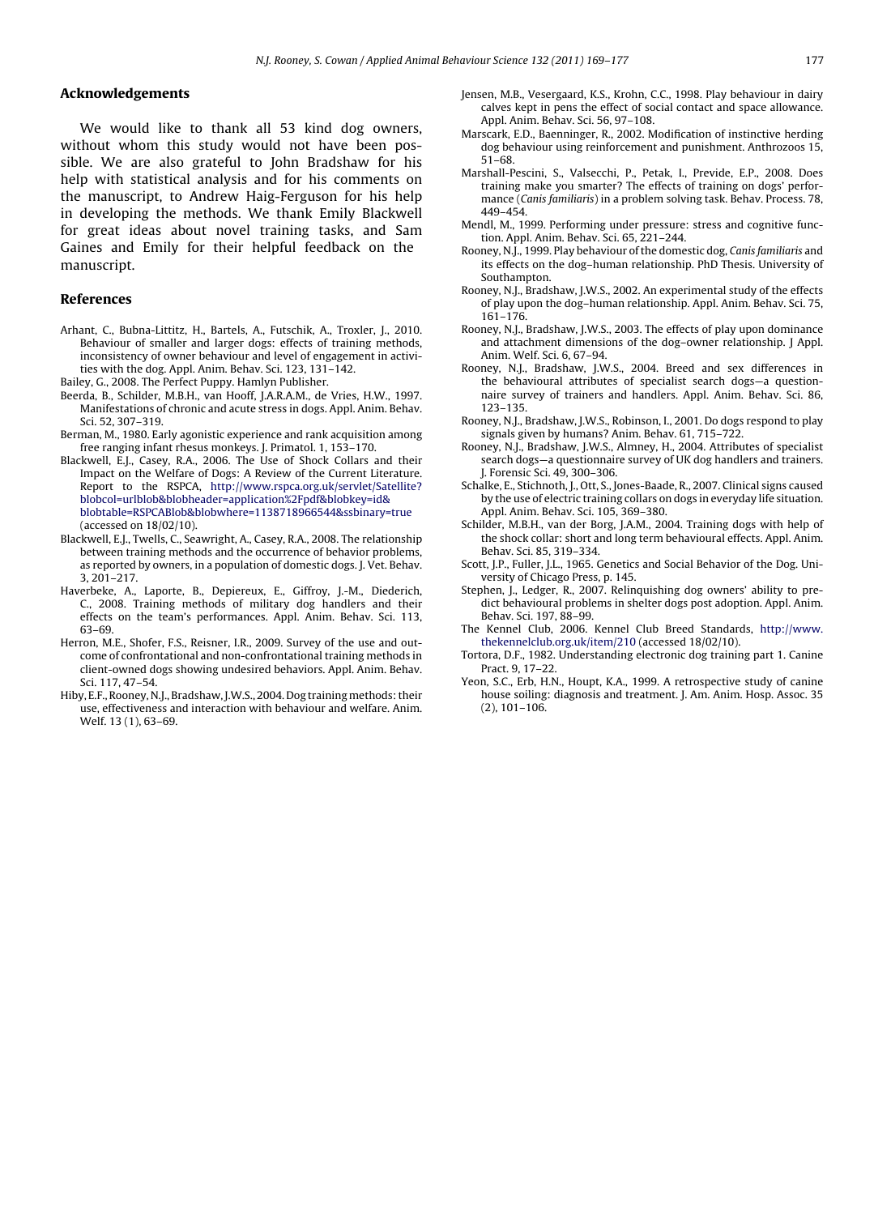## Acknowledgements

We would like to thank all 53 kind dog owners, without whom this study would not have been possible. We are also grateful to John Bradshaw for his help with statistical analysis and for his comments on the manuscript, to Andrew Haig-Ferguson for his help in developing the methods. We thank Emily Blackwell for great ideas about novel training tasks, and Sam Gaines and Emily for their helpful feedback on the manuscript.

## References

Arhant, C., Bubna-Littitz, H., Bartels, A., Futschik, A., Troxler, J., 2010. Behaviour of smaller and larger dogs: effects of training methods, inconsistency of owner behaviour and level of engagement in activities with the dog. Appl. Anim. Behav. Sci. 123, 131–142.

Bailey, G., 2008. The Perfect Puppy. Hamlyn Publisher.

Beerda, B., Schilder, M.B.H., van Hooff, J.A.R.A.M., de Vries, H.W., 1997. Manifestations of chronic and acute stress in dogs. Appl. Anim. Behav. Sci. 52, 307–319.

Berman, M., 1980. Early agonistic experience and rank acquisition among free ranging infant rhesus monkeys. J. Primatol. 1, 153–170.

Blackwell, E.J., Casey, R.A., 2006. The Use of Shock Collars and their Impact on the Welfare of Dogs: A Review of the Current Literature. Report to the RSPCA, http://www.rspca.org.uk/servlet/Satellite?blobcol=urlblob&blobheader=application%2Fpdf&blobkey=id&blobtable=RSPCABlob&blobwhere=1138718966544&ssbinary=true (accessed on 18/02/10).

Blackwell, E.J., Twells, C., Seawright, A., Casey, R.A., 2008. The relationship between training methods and the occurrence of behavior problems, as reported by owners, in a population of domestic dogs. J. Vet. Behav. 3, 201–217.

Haverbeke, A., Laporte, B., Depiereux, E., Giffroy, J.-M., Diederich, C., 2008. Training methods of military dog handlers and their effects on the team's performances. Appl. Anim. Behav. Sci. 113, 63–69.

Herron, M.E., Shofer, F.S., Reisner, I.R., 2009. Survey of the use and outcome of confrontational and non-confrontational training methods in client-owned dogs showing undesired behaviors. Appl. Anim. Behav. Sci. 117, 47–54.

Hiby, E.F., Rooney, N.J., Bradshaw, J.W.S., 2004. Dog training methods: their use, effectiveness and interaction with behaviour and welfare. Anim. Welf. 13 (1), 63–69.

Jensen, M.B., Vesergaard, K.S., Krohn, C.C., 1998. Play behaviour in dairy calves kept in pens the effect of social contact and space allowance. Appl. Anim. Behav. Sci. 56, 97–108.

Marscark, E.D., Baenninger, R., 2002. Modification of instinctive herding dog behaviour using reinforcement and punishment. Anthrozoos 15, 51–68.

Marshall-Pescini, S., Valsecchi, P., Petak, I., Previde, E.P., 2008. Does training make you smarter? The effects of training on dogs' performance (*Canis familiaris*) in a problem solving task. Behav. Process. 78, 449–454.

Mendl, M., 1999. Performing under pressure: stress and cognitive function. Appl. Anim. Behav. Sci. 65, 221–244.

Rooney, N.J., 1999. Play behaviour of the domestic dog, *Canis familiaris* and its effects on the dog–human relationship. PhD Thesis. University of Southampton.

Rooney, N.J., Bradshaw, J.W.S., 2002. An experimental study of the effects of play upon the dog–human relationship. Appl. Anim. Behav. Sci. 75, 161–176.

Rooney, N.J., Bradshaw, J.W.S., 2003. The effects of play upon dominance and attachment dimensions of the dog–owner relationship. J Appl. Anim. Welf. Sci. 6, 67–94.

Rooney, N.J., Bradshaw, J.W.S., 2004. Breed and sex differences in the behavioural attributes of specialist search dogs—a questionnaire survey of trainers and handlers. Appl. Anim. Behav. Sci. 86, 123–135.

Rooney, N.J., Bradshaw, J.W.S., Robinson, I., 2001. Do dogs respond to play signals given by humans? Anim. Behav. 61, 715–722.

Rooney, N.J., Bradshaw, J.W.S., Almney, H., 2004. Attributes of specialist search dogs—a questionnaire survey of UK dog handlers and trainers. J. Forensic Sci. 49, 300–306.

Schalke, E., Stichnoth, J., Ott, S., Jones-Baade, R., 2007. Clinical signs caused by the use of electric training collars on dogs in everyday life situation. Appl. Anim. Behav. Sci. 105, 369–380.

Schilder, M.B.H., van der Borg, J.A.M., 2004. Training dogs with help of the shock collar: short and long term behavioural effects. Appl. Anim. Behav. Sci. 85, 319–334.

Scott, J.P., Fuller, J.L., 1965. Genetics and Social Behavior of the Dog. University of Chicago Press, p. 145.

Stephen, J., Ledger, R., 2007. Relinquishing dog owners' ability to predict behavioural problems in shelter dogs post adoption. Appl. Anim. Behav. Sci. 197, 88–99.

The Kennel Club, 2006. Kennel Club Breed Standards, http://www.thekennelclub.org.uk/item/210 (accessed 18/02/10).

Tortora, D.F., 1982. Understanding electronic dog training part 1. Canine Pract. 9, 17–22.

Yeon, S.C., Erb, H.N., Houpt, K.A., 1999. A retrospective study of canine house soiling: diagnosis and treatment. J. Am. Anim. Hosp. Assoc. 35 (2), 101–106.